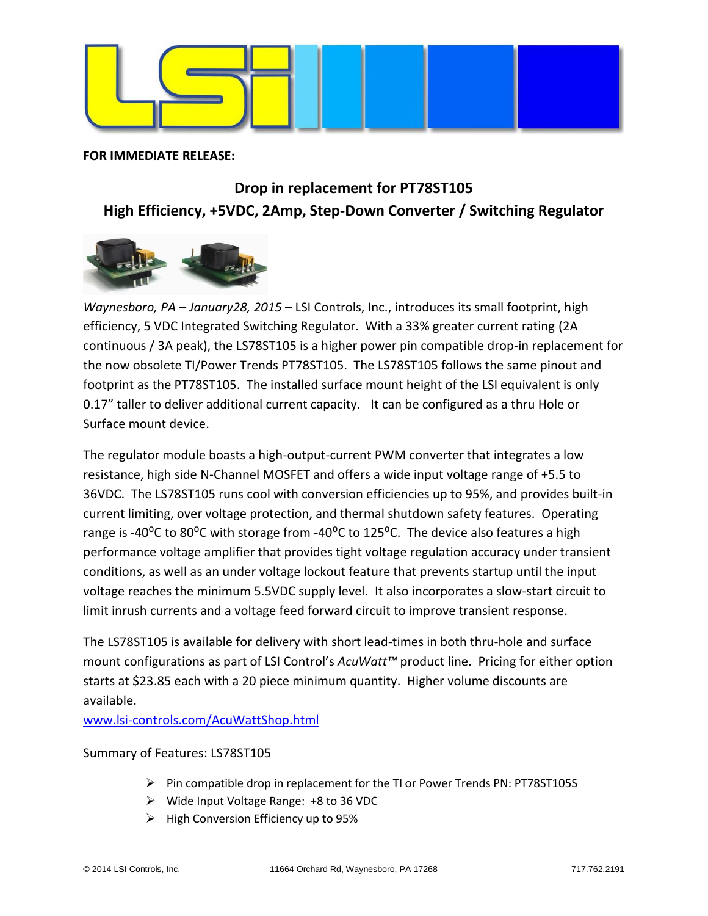**FOR IMMEDIATE RELEASE:**

## Drop in replacement for PT78ST105
## High Efficiency, +5VDC, 2Amp, Step-Down Converter / Switching Regulator

*Waynesboro, PA – January28, 2015* – LSI Controls, Inc., introduces its small footprint, high efficiency, 5 VDC Integrated Switching Regulator. With a 33% greater current rating (2A continuous / 3A peak), the LS78ST105 is a higher power pin compatible drop-in replacement for the now obsolete TI/Power Trends PT78ST105. The LS78ST105 follows the same pinout and footprint as the PT78ST105. The installed surface mount height of the LSI equivalent is only 0.17" taller to deliver additional current capacity. It can be configured as a thru Hole or Surface mount device.

The regulator module boasts a high-output-current PWM converter that integrates a low resistance, high side N-Channel MOSFET and offers a wide input voltage range of +5.5 to 36VDC. The LS78ST105 runs cool with conversion efficiencies up to 95%, and provides built-in current limiting, over voltage protection, and thermal shutdown safety features. Operating range is -40ºC to 80ºC with storage from -40ºC to 125ºC. The device also features a high performance voltage amplifier that provides tight voltage regulation accuracy under transient conditions, as well as an under voltage lockout feature that prevents startup until the input voltage reaches the minimum 5.5VDC supply level. It also incorporates a slow-start circuit to limit inrush currents and a voltage feed forward circuit to improve transient response.

The LS78ST105 is available for delivery with short lead-times in both thru-hole and surface mount configurations as part of LSI Control's *AcuWatt™* product line. Pricing for either option starts at $23.85 each with a 20 piece minimum quantity. Higher volume discounts are available.

[www.lsi-controls.com/AcuWattShop.html](www.lsi-controls.com/AcuWattShop.html)

Summary of Features: LS78ST105

- Pin compatible drop in replacement for the TI or Power Trends PN: PT78ST105S
- Wide Input Voltage Range: +8 to 36 VDC
- High Conversion Efficiency up to 95%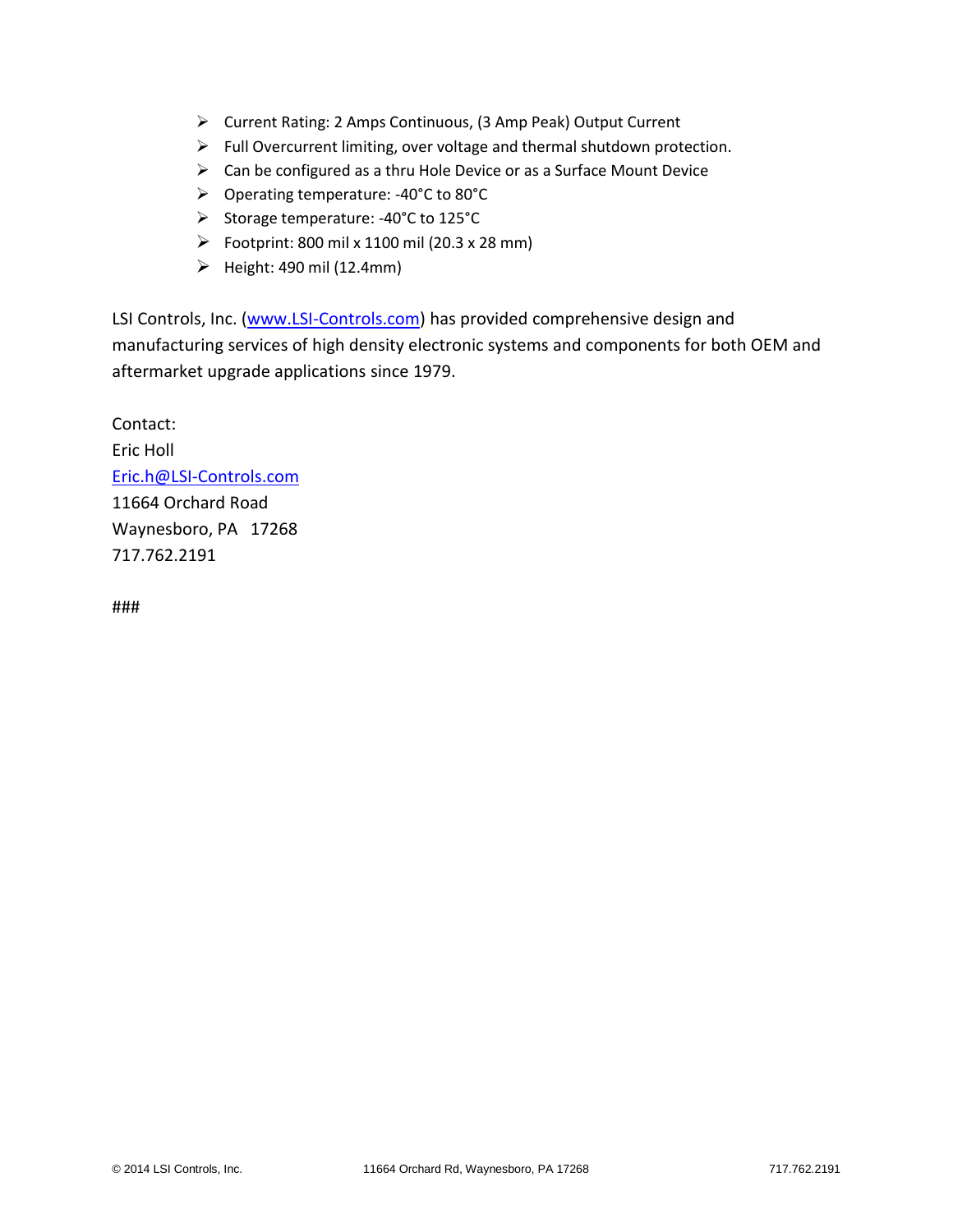- Current Rating: 2 Amps Continuous, (3 Amp Peak) Output Current
- Full Overcurrent limiting, over voltage and thermal shutdown protection.
- Can be configured as a thru Hole Device or as a Surface Mount Device
- Operating temperature: -40°C to 80°C
- Storage temperature: -40°C to 125°C
- Footprint: 800 mil x 1100 mil (20.3 x 28 mm)
- Height: 490 mil (12.4mm)

LSI Controls, Inc. (www.LSI-Controls.com) has provided comprehensive design and manufacturing services of high density electronic systems and components for both OEM and aftermarket upgrade applications since 1979.

Contact:
Eric Holl
Eric.h@LSI-Controls.com
11664 Orchard Road
Waynesboro, PA 17268
717.762.2191

###